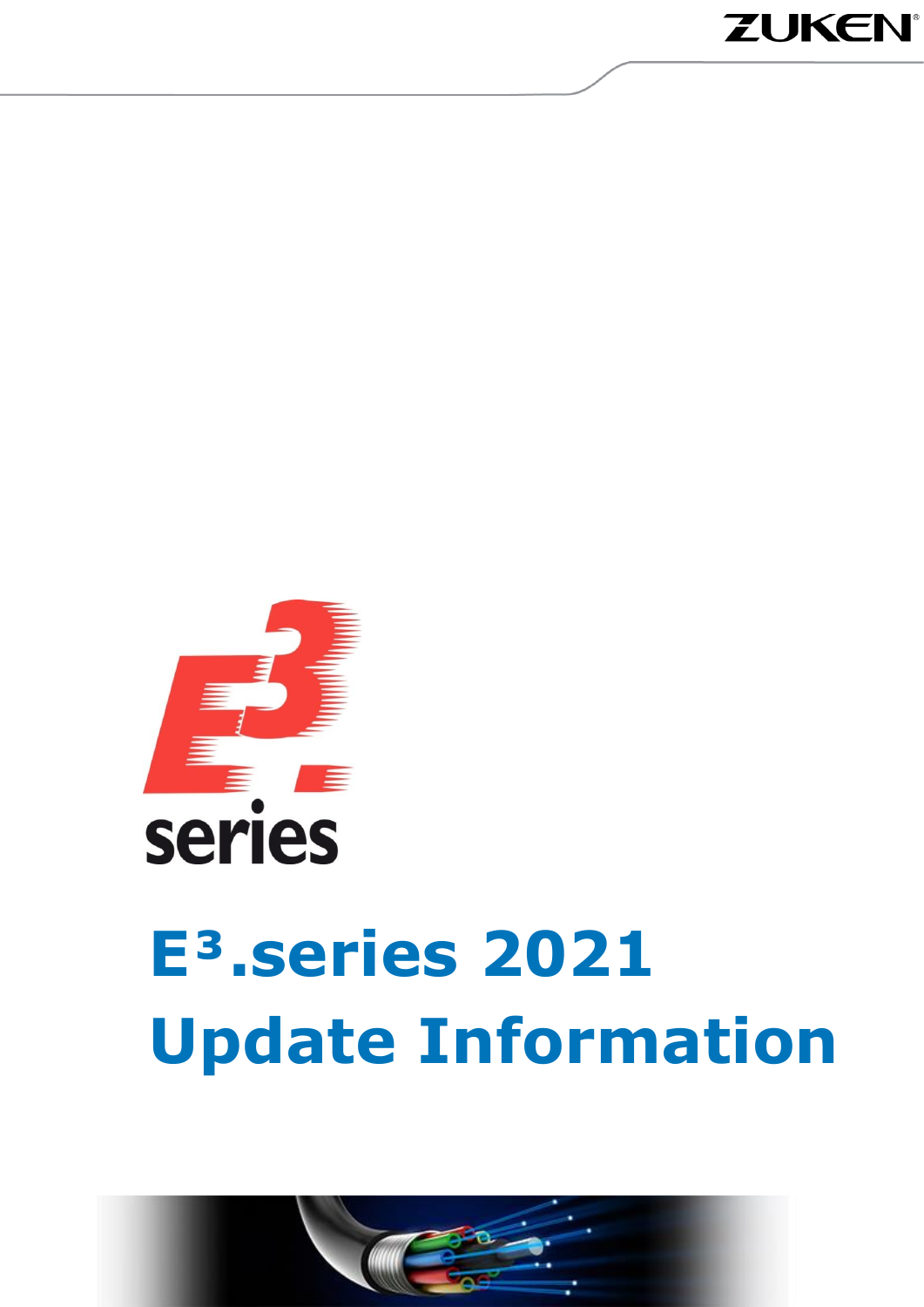# E³.series 2021 Update Information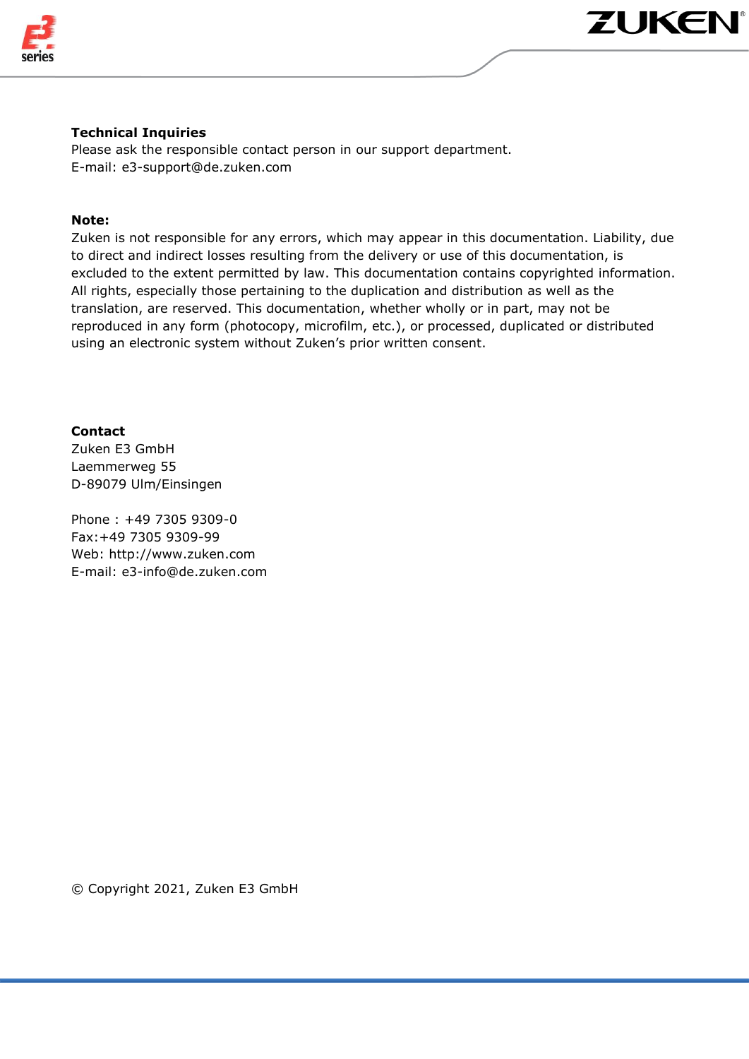**Technical Inquiries**
Please ask the responsible contact person in our support department.
E-mail: e3-support@de.zuken.com

**Note:**
Zuken is not responsible for any errors, which may appear in this documentation. Liability, due to direct and indirect losses resulting from the delivery or use of this documentation, is excluded to the extent permitted by law. This documentation contains copyrighted information. All rights, especially those pertaining to the duplication and distribution as well as the translation, are reserved. This documentation, whether wholly or in part, may not be reproduced in any form (photocopy, microfilm, etc.), or processed, duplicated or distributed using an electronic system without Zuken's prior written consent.

**Contact**
Zuken E3 GmbH
Laemmerweg 55
D-89079 Ulm/Einsingen

Phone : +49 7305 9309-0
Fax:+49 7305 9309-99
Web: http://www.zuken.com
E-mail: e3-info@de.zuken.com

© Copyright 2021, Zuken E3 GmbH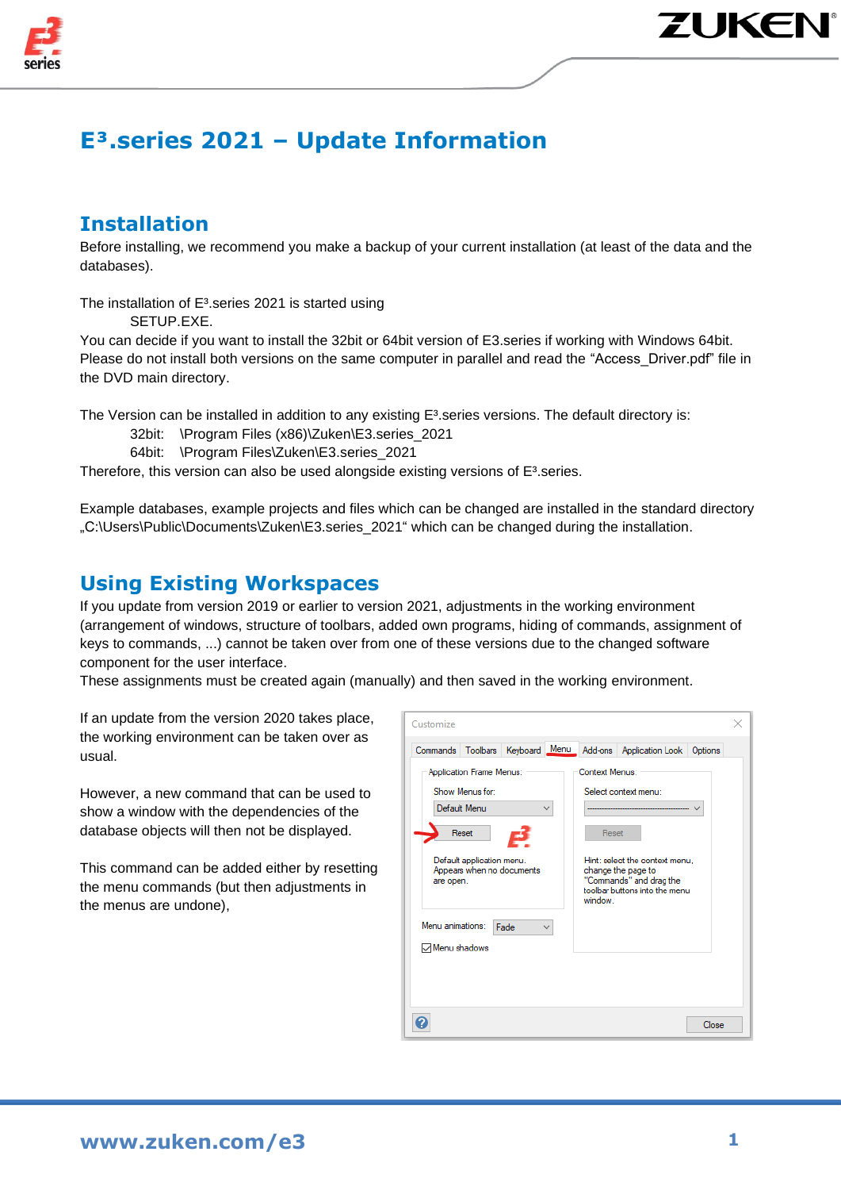# E³.series 2021 – Update Information

## Installation

Before installing, we recommend you make a backup of your current installation (at least of the data and the databases).

The installation of E³.series 2021 is started using
SETUP.EXE.
You can decide if you want to install the 32bit or 64bit version of E3.series if working with Windows 64bit. Please do not install both versions on the same computer in parallel and read the "Access_Driver.pdf" file in the DVD main directory.

The Version can be installed in addition to any existing E³.series versions. The default directory is:

32bit: \Program Files (x86)\Zuken\E3.series_2021
64bit: \Program Files\Zuken\E3.series_2021

Therefore, this version can also be used alongside existing versions of E³.series.

Example databases, example projects and files which can be changed are installed in the standard directory „C:\Users\Public\Documents\Zuken\E3.series_2021" which can be changed during the installation.

## Using Existing Workspaces

If you update from version 2019 or earlier to version 2021, adjustments in the working environment (arrangement of windows, structure of toolbars, added own programs, hiding of commands, assignment of keys to commands, ...) cannot be taken over from one of these versions due to the changed software component for the user interface.
These assignments must be created again (manually) and then saved in the working environment.

If an update from the version 2020 takes place, the working environment can be taken over as usual.

However, a new command that can be used to show a window with the dependencies of the database objects will then not be displayed.

This command can be added either by resetting the menu commands (but then adjustments in the menus are undone),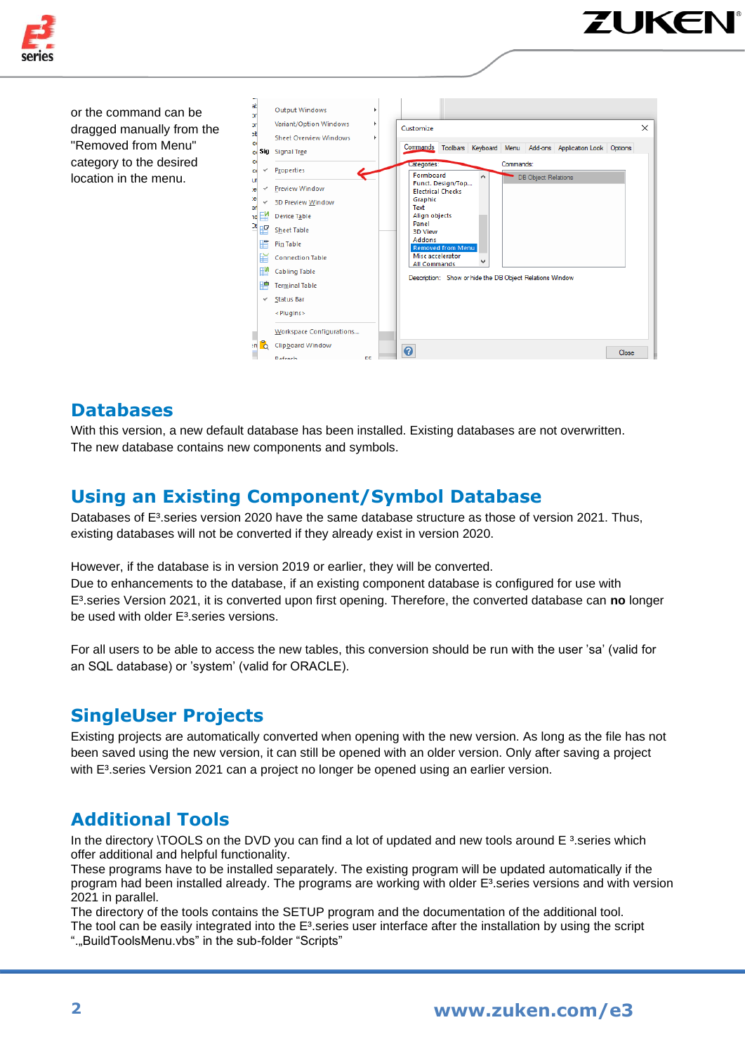or the command can be dragged manually from the "Removed from Menu" category to the desired location in the menu.

## Databases

With this version, a new default database has been installed. Existing databases are not overwritten. The new database contains new components and symbols.

## Using an Existing Component/Symbol Database

Databases of E³.series version 2020 have the same database structure as those of version 2021. Thus, existing databases will not be converted if they already exist in version 2020.

However, if the database is in version 2019 or earlier, they will be converted.
Due to enhancements to the database, if an existing component database is configured for use with E³.series Version 2021, it is converted upon first opening. Therefore, the converted database can **no** longer be used with older E³.series versions.

For all users to be able to access the new tables, this conversion should be run with the user 'sa' (valid for an SQL database) or 'system' (valid for ORACLE).

## SingleUser Projects

Existing projects are automatically converted when opening with the new version. As long as the file has not been saved using the new version, it can still be opened with an older version. Only after saving a project with E³.series Version 2021 can a project no longer be opened using an earlier version.

## Additional Tools

In the directory \TOOLS on the DVD you can find a lot of updated and new tools around E ³.series which offer additional and helpful functionality.
These programs have to be installed separately. The existing program will be updated automatically if the program had been installed already. The programs are working with older E³.series versions and with version 2021 in parallel.
The directory of the tools contains the SETUP program and the documentation of the additional tool.
The tool can be easily integrated into the E³.series user interface after the installation by using the script "„BuildToolsMenu.vbs" in the sub-folder "Scripts"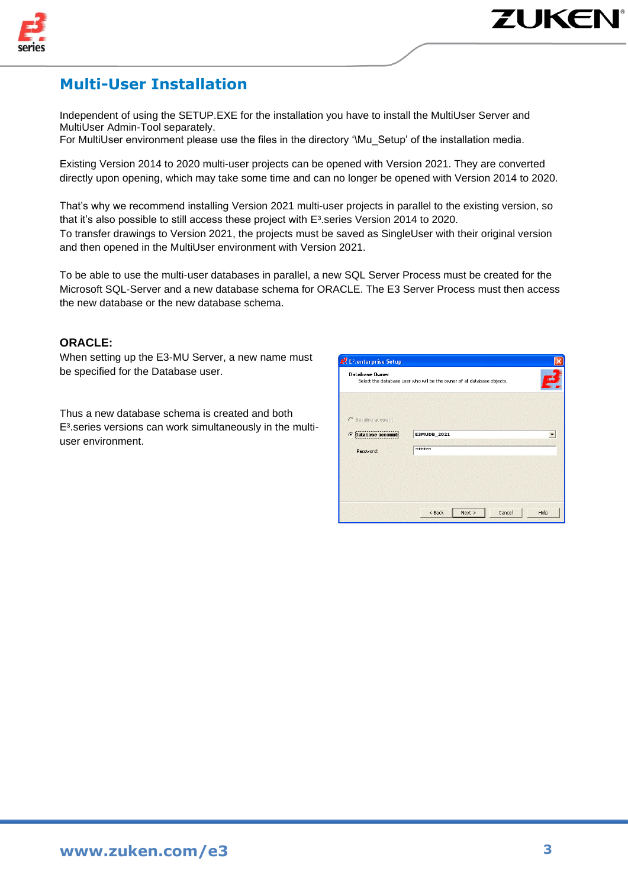# Multi-User Installation

Independent of using the SETUP.EXE for the installation you have to install the MultiUser Server and MultiUser Admin-Tool separately.
For MultiUser environment please use the files in the directory '\Mu_Setup' of the installation media.

Existing Version 2014 to 2020 multi-user projects can be opened with Version 2021. They are converted directly upon opening, which may take some time and can no longer be opened with Version 2014 to 2020.

That's why we recommend installing Version 2021 multi-user projects in parallel to the existing version, so that it's also possible to still access these project with E³.series Version 2014 to 2020.
To transfer drawings to Version 2021, the projects must be saved as SingleUser with their original version and then opened in the MultiUser environment with Version 2021.

To be able to use the multi-user databases in parallel, a new SQL Server Process must be created for the Microsoft SQL-Server and a new database schema for ORACLE. The E3 Server Process must then access the new database or the new database schema.

**ORACLE:**

When setting up the E3-MU Server, a new name must be specified for the Database user.

Thus a new database schema is created and both E³.series versions can work simultaneously in the multi-user environment.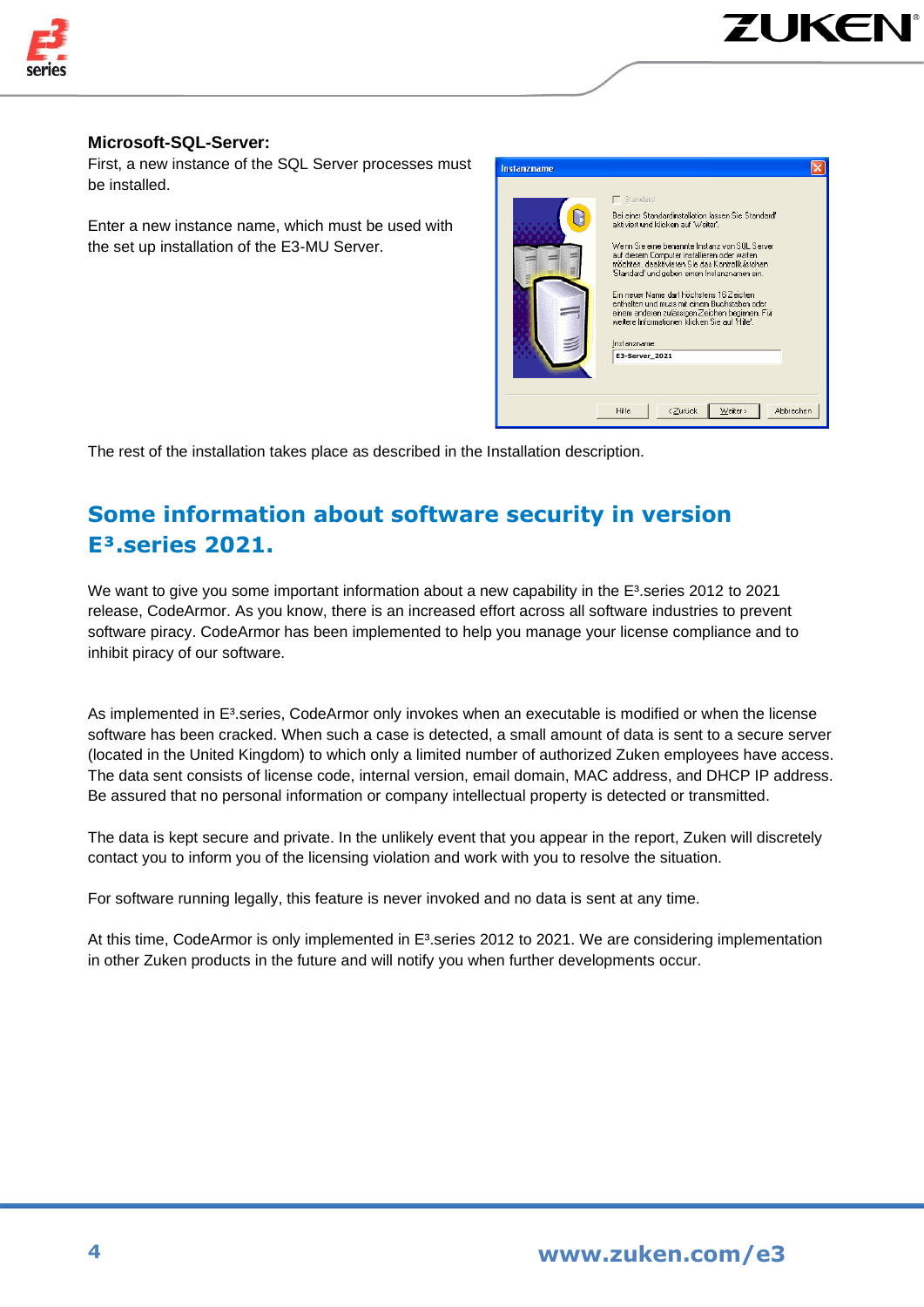**Microsoft-SQL-Server:**

First, a new instance of the SQL Server processes must be installed.

Enter a new instance name, which must be used with the set up installation of the E3-MU Server.

The rest of the installation takes place as described in the Installation description.

## Some information about software security in version E³.series 2021.

We want to give you some important information about a new capability in the E³.series 2012 to 2021 release, CodeArmor. As you know, there is an increased effort across all software industries to prevent software piracy. CodeArmor has been implemented to help you manage your license compliance and to inhibit piracy of our software.

As implemented in E³.series, CodeArmor only invokes when an executable is modified or when the license software has been cracked. When such a case is detected, a small amount of data is sent to a secure server (located in the United Kingdom) to which only a limited number of authorized Zuken employees have access. The data sent consists of license code, internal version, email domain, MAC address, and DHCP IP address. Be assured that no personal information or company intellectual property is detected or transmitted.

The data is kept secure and private. In the unlikely event that you appear in the report, Zuken will discretely contact you to inform you of the licensing violation and work with you to resolve the situation.

For software running legally, this feature is never invoked and no data is sent at any time.

At this time, CodeArmor is only implemented in E³.series 2012 to 2021. We are considering implementation in other Zuken products in the future and will notify you when further developments occur.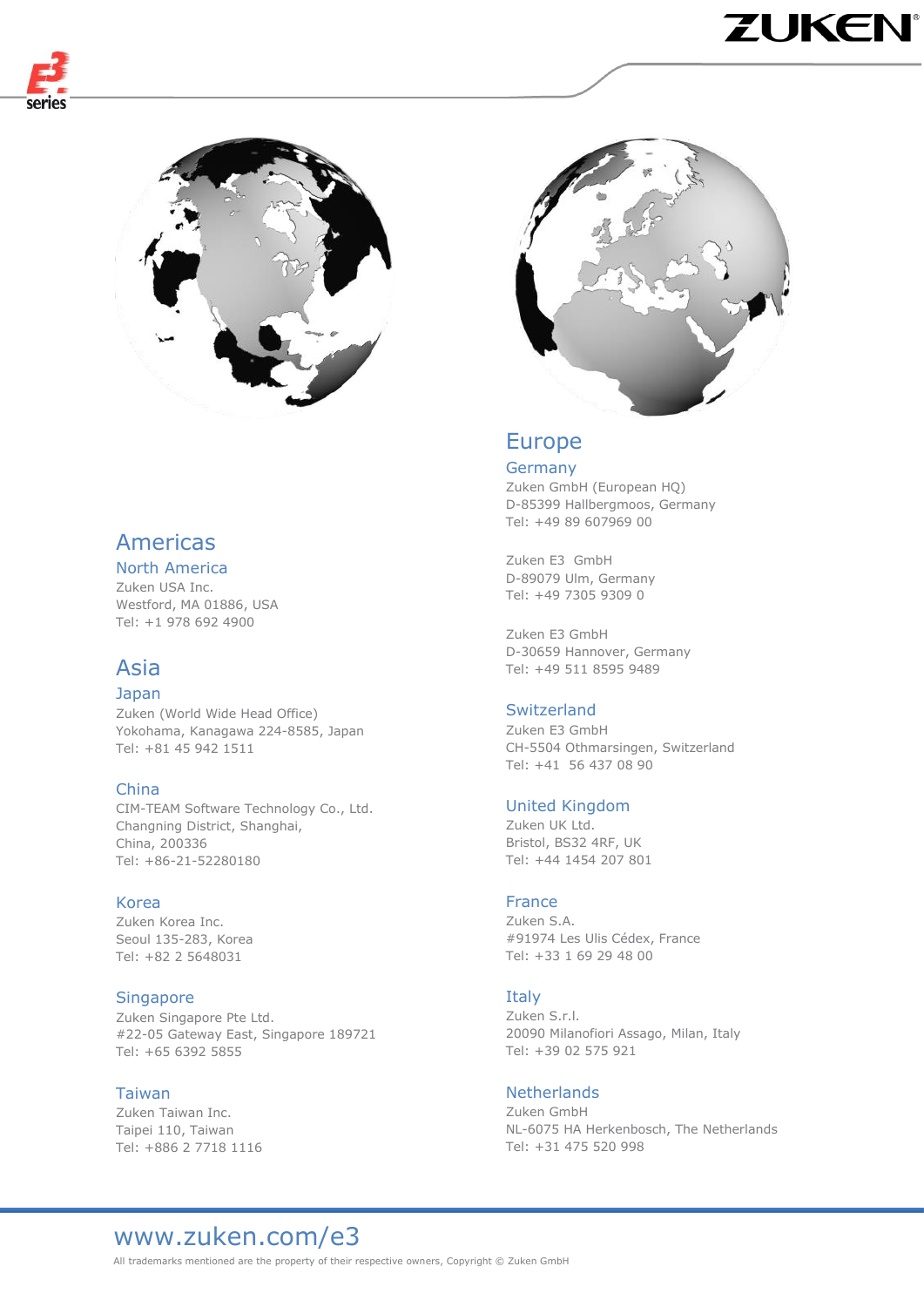## Americas

### North America

Zuken USA Inc.
Westford, MA 01886, USA
Tel: +1 978 692 4900

## Asia

### Japan

Zuken (World Wide Head Office)
Yokohama, Kanagawa 224-8585, Japan
Tel: +81 45 942 1511

### China

CIM-TEAM Software Technology Co., Ltd.
Changning District, Shanghai,
China, 200336
Tel: +86-21-52280180

### Korea

Zuken Korea Inc.
Seoul 135-283, Korea
Tel: +82 2 5648031

### Singapore

Zuken Singapore Pte Ltd.
#22-05 Gateway East, Singapore 189721
Tel: +65 6392 5855

### Taiwan

Zuken Taiwan Inc.
Taipei 110, Taiwan
Tel: +886 2 7718 1116

## Europe

### Germany

Zuken GmbH (European HQ)
D-85399 Hallbergmoos, Germany
Tel: +49 89 607969 00

Zuken E3 GmbH
D-89079 Ulm, Germany
Tel: +49 7305 9309 0

Zuken E3 GmbH
D-30659 Hannover, Germany
Tel: +49 511 8595 9489

### Switzerland

Zuken E3 GmbH
CH-5504 Othmarsingen, Switzerland
Tel: +41 56 437 08 90

### United Kingdom

Zuken UK Ltd.
Bristol, BS32 4RF, UK
Tel: +44 1454 207 801

### France

Zuken S.A.
#91974 Les Ulis Cédex, France
Tel: +33 1 69 29 48 00

### Italy

Zuken S.r.l.
20090 Milanofiori Assago, Milan, Italy
Tel: +39 02 575 921

### Netherlands

Zuken GmbH
NL-6075 HA Herkenbosch, The Netherlands
Tel: +31 475 520 998

www.zuken.com/e3

All trademarks mentioned are the property of their respective owners, Copyright © Zuken GmbH